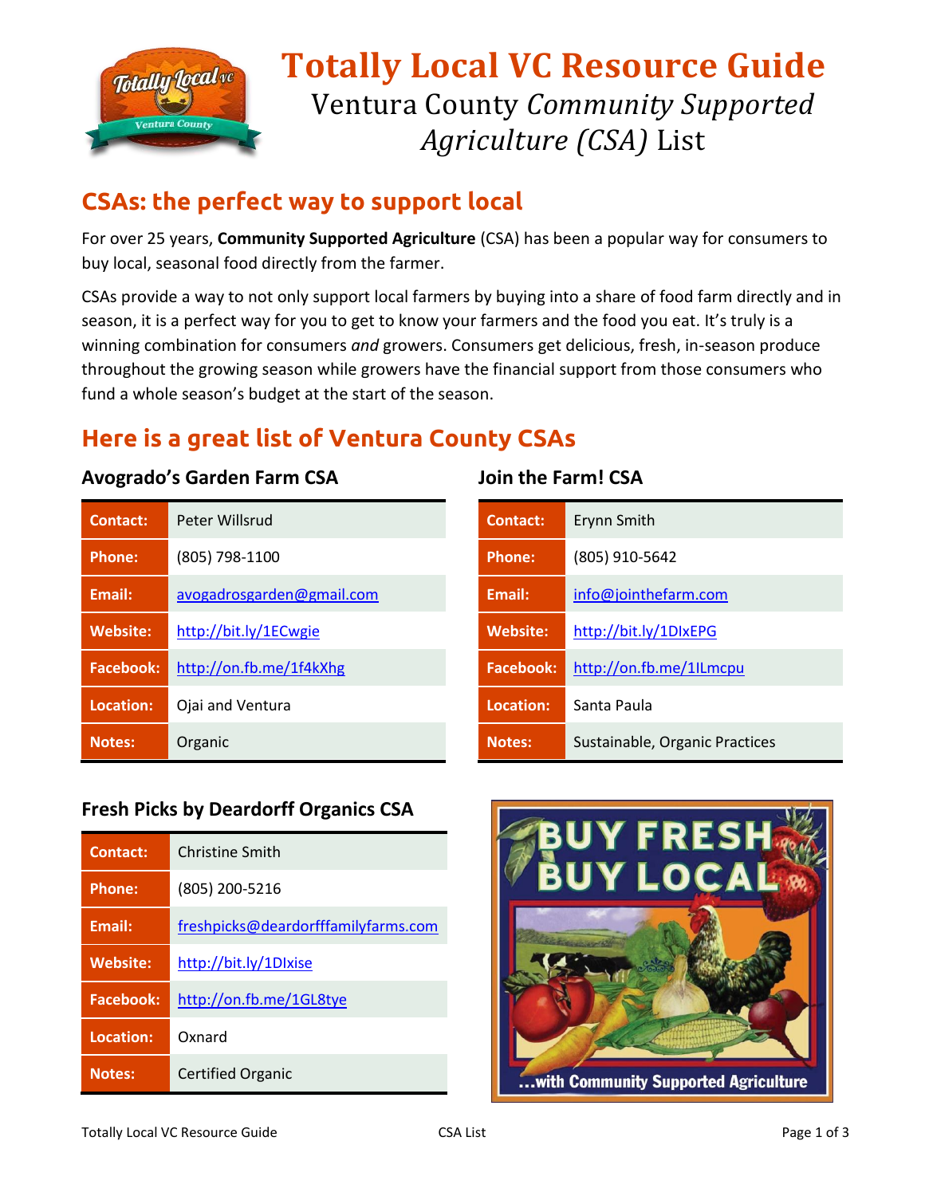# Totally Local VC Resource Guide

Ventura County *Community Supported Agriculture (CSA)* List

## CSAs: the perfect way to support local

For over 25 years, **Community Supported Agriculture** (CSA) has been a popular way for consumers to buy local, seasonal food directly from the farmer.

CSAs provide a way to not only support local farmers by buying into a share of food farm directly and in season, it is a perfect way for you to get to know your farmers and the food you eat. It's truly is a winning combination for consumers *and* growers. Consumers get delicious, fresh, in-season produce throughout the growing season while growers have the financial support from those consumers who fund a whole season's budget at the start of the season.

## Here is a great list of Ventura County CSAs

### Avogrado's Garden Farm CSA

| | |
|---|---|
| **Contact:** | Peter Willsrud |
| **Phone:** | (805) 798-1100 |
| **Email:** | avogadrosgarden@gmail.com |
| **Website:** | http://bit.ly/1ECwgie |
| **Facebook:** | http://on.fb.me/1f4kXhg |
| **Location:** | Ojai and Ventura |
| **Notes:** | Organic |

### Join the Farm! CSA

| | |
|---|---|
| **Contact:** | Erynn Smith |
| **Phone:** | (805) 910-5642 |
| **Email:** | info@jointhefarm.com |
| **Website:** | http://bit.ly/1DIxEPG |
| **Facebook:** | http://on.fb.me/1ILmcpu |
| **Location:** | Santa Paula |
| **Notes:** | Sustainable, Organic Practices |

### Fresh Picks by Deardorff Organics CSA

| | |
|---|---|
| **Contact:** | Christine Smith |
| **Phone:** | (805) 200-5216 |
| **Email:** | freshpicks@deardorfffamilyfarms.com |
| **Website:** | http://bit.ly/1DIxise |
| **Facebook:** | http://on.fb.me/1GL8tye |
| **Location:** | Oxnard |
| **Notes:** | Certified Organic |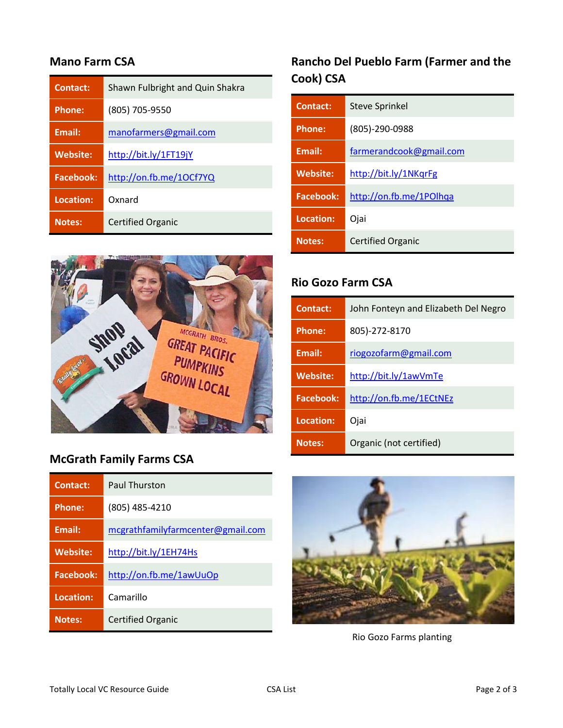## Mano Farm CSA

| | |
|---|---|
| **Contact:** | Shawn Fulbright and Quin Shakra |
| **Phone:** | (805) 705-9550 |
| **Email:** | manofarmers@gmail.com |
| **Website:** | http://bit.ly/1FT19jY |
| **Facebook:** | http://on.fb.me/1OCf7YQ |
| **Location:** | Oxnard |
| **Notes:** | Certified Organic |

## McGrath Family Farms CSA

| | |
|---|---|
| **Contact:** | Paul Thurston |
| **Phone:** | (805) 485-4210 |
| **Email:** | mcgrathfamilyfarmcenter@gmail.com |
| **Website:** | http://bit.ly/1EH74Hs |
| **Facebook:** | http://on.fb.me/1awUuOp |
| **Location:** | Camarillo |
| **Notes:** | Certified Organic |

## Rancho Del Pueblo Farm (Farmer and the Cook) CSA

| | |
|---|---|
| **Contact:** | Steve Sprinkel |
| **Phone:** | (805)-290-0988 |
| **Email:** | farmerandcook@gmail.com |
| **Website:** | http://bit.ly/1NKqrFg |
| **Facebook:** | http://on.fb.me/1POlhqa |
| **Location:** | Ojai |
| **Notes:** | Certified Organic |

## Rio Gozo Farm CSA

| | |
|---|---|
| **Contact:** | John Fonteyn and Elizabeth Del Negro |
| **Phone:** | 805)-272-8170 |
| **Email:** | riogozofarm@gmail.com |
| **Website:** | http://bit.ly/1awVmTe |
| **Facebook:** | http://on.fb.me/1ECtNEz |
| **Location:** | Ojai |
| **Notes:** | Organic (not certified) |

Rio Gozo Farms planting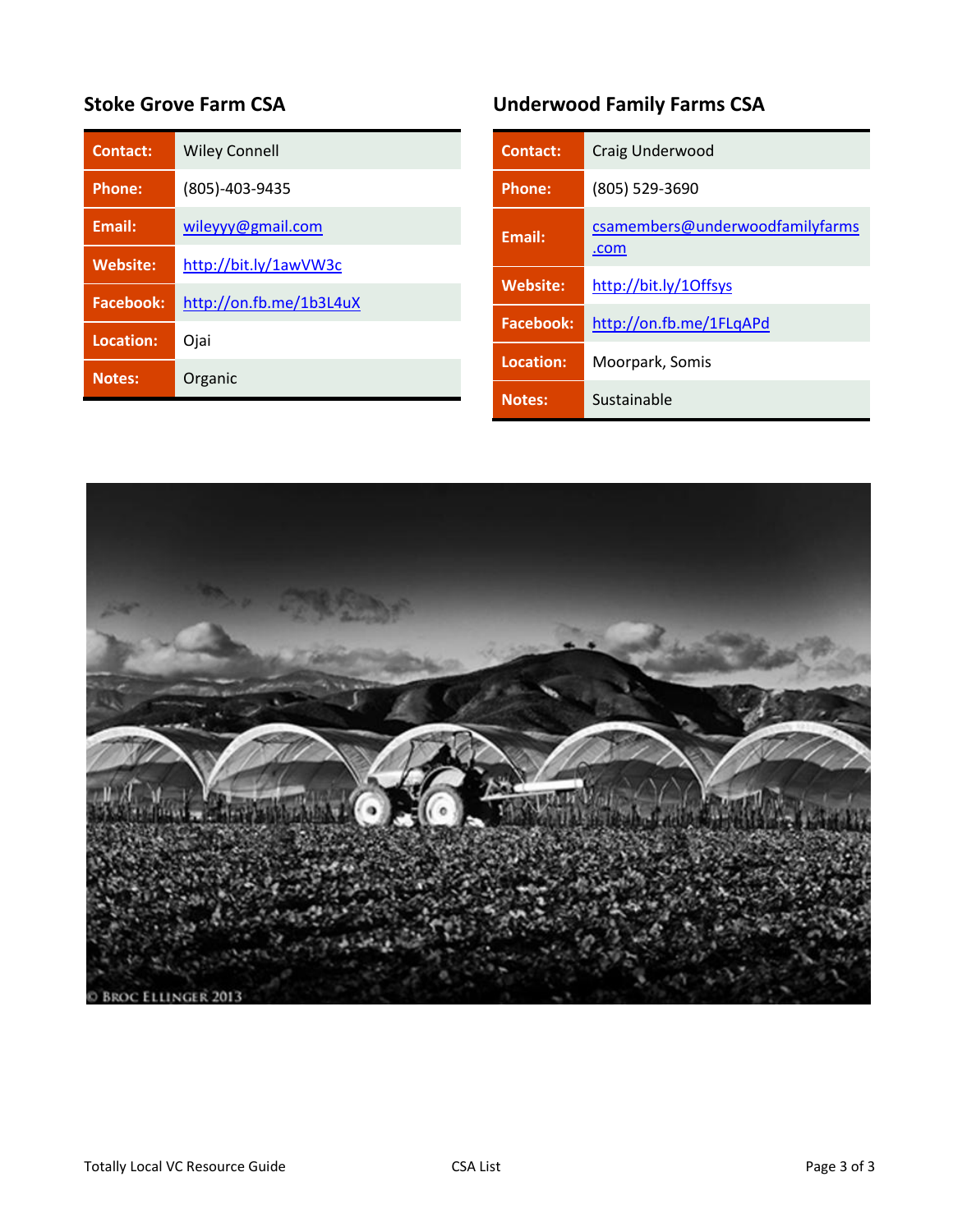## Stoke Grove Farm CSA

| | |
|---|---|
| **Contact:** | Wiley Connell |
| **Phone:** | (805)-403-9435 |
| **Email:** | wileyyy@gmail.com |
| **Website:** | http://bit.ly/1awVW3c |
| **Facebook:** | http://on.fb.me/1b3L4uX |
| **Location:** | Ojai |
| **Notes:** | Organic |

## Underwood Family Farms CSA

| | |
|---|---|
| **Contact:** | Craig Underwood |
| **Phone:** | (805) 529-3690 |
| **Email:** | csamembers@underwoodfamilyfarms.com |
| **Website:** | http://bit.ly/1Offsys |
| **Facebook:** | http://on.fb.me/1FLqAPd |
| **Location:** | Moorpark, Somis |
| **Notes:** | Sustainable |